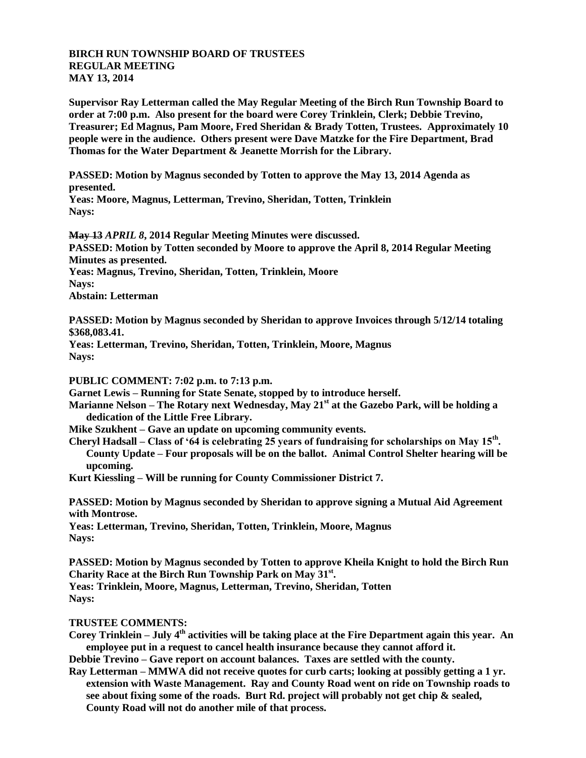**BIRCH RUN TOWNSHIP BOARD OF TRUSTEES**
**REGULAR MEETING**
**MAY 13, 2014**

**Supervisor Ray Letterman called the May Regular Meeting of the Birch Run Township Board to order at 7:00 p.m. Also present for the board were Corey Trinklein, Clerk; Debbie Trevino, Treasurer; Ed Magnus, Pam Moore, Fred Sheridan & Brady Totten, Trustees. Approximately 10 people were in the audience. Others present were Dave Matzke for the Fire Department, Brad Thomas for the Water Department & Jeanette Morrish for the Library.**

**PASSED: Motion by Magnus seconded by Totten to approve the May 13, 2014 Agenda as presented.**
**Yeas: Moore, Magnus, Letterman, Trevino, Sheridan, Totten, Trinklein**
**Nays:**

**~~May 13~~ *APRIL 8*, 2014 Regular Meeting Minutes were discussed.**
**PASSED: Motion by Totten seconded by Moore to approve the April 8, 2014 Regular Meeting Minutes as presented.**
**Yeas: Magnus, Trevino, Sheridan, Totten, Trinklein, Moore**
**Nays:**
**Abstain: Letterman**

**PASSED: Motion by Magnus seconded by Sheridan to approve Invoices through 5/12/14 totaling $368,083.41.**
**Yeas: Letterman, Trevino, Sheridan, Totten, Trinklein, Moore, Magnus**
**Nays:**

**PUBLIC COMMENT: 7:02 p.m. to 7:13 p.m.**
**Garnet Lewis – Running for State Senate, stopped by to introduce herself.**
**Marianne Nelson – The Rotary next Wednesday, May 21st at the Gazebo Park, will be holding a dedication of the Little Free Library.**
**Mike Szukhent – Gave an update on upcoming community events.**
**Cheryl Hadsall – Class of '64 is celebrating 25 years of fundraising for scholarships on May 15th. County Update – Four proposals will be on the ballot. Animal Control Shelter hearing will be upcoming.**
**Kurt Kiessling – Will be running for County Commissioner District 7.**

**PASSED: Motion by Magnus seconded by Sheridan to approve signing a Mutual Aid Agreement with Montrose.**
**Yeas: Letterman, Trevino, Sheridan, Totten, Trinklein, Moore, Magnus**
**Nays:**

**PASSED: Motion by Magnus seconded by Totten to approve Kheila Knight to hold the Birch Run Charity Race at the Birch Run Township Park on May 31st.**
**Yeas: Trinklein, Moore, Magnus, Letterman, Trevino, Sheridan, Totten**
**Nays:**

**TRUSTEE COMMENTS:**
**Corey Trinklein – July 4th activities will be taking place at the Fire Department again this year. An employee put in a request to cancel health insurance because they cannot afford it.**
**Debbie Trevino – Gave report on account balances. Taxes are settled with the county.**
**Ray Letterman – MMWA did not receive quotes for curb carts; looking at possibly getting a 1 yr. extension with Waste Management. Ray and County Road went on ride on Township roads to see about fixing some of the roads. Burt Rd. project will probably not get chip & sealed, County Road will not do another mile of that process.**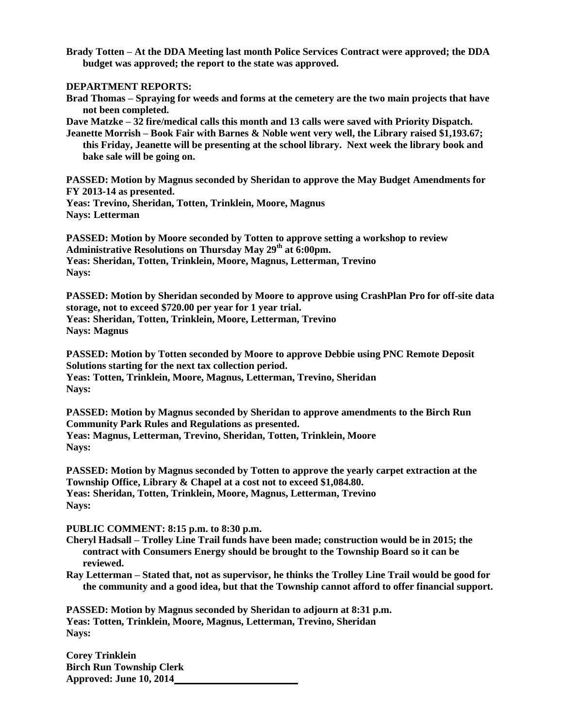**Brady Totten – At the DDA Meeting last month Police Services Contract were approved; the DDA budget was approved; the report to the state was approved.**

**DEPARTMENT REPORTS:**

**Brad Thomas – Spraying for weeds and forms at the cemetery are the two main projects that have not been completed.**

**Dave Matzke – 32 fire/medical calls this month and 13 calls were saved with Priority Dispatch.**

**Jeanette Morrish – Book Fair with Barnes & Noble went very well, the Library raised $1,193.67; this Friday, Jeanette will be presenting at the school library. Next week the library book and bake sale will be going on.**

**PASSED: Motion by Magnus seconded by Sheridan to approve the May Budget Amendments for FY 2013-14 as presented.**
**Yeas: Trevino, Sheridan, Totten, Trinklein, Moore, Magnus**
**Nays: Letterman**

**PASSED: Motion by Moore seconded by Totten to approve setting a workshop to review Administrative Resolutions on Thursday May 29th at 6:00pm.**
**Yeas: Sheridan, Totten, Trinklein, Moore, Magnus, Letterman, Trevino**
**Nays:**

**PASSED: Motion by Sheridan seconded by Moore to approve using CrashPlan Pro for off-site data storage, not to exceed $720.00 per year for 1 year trial.**
**Yeas: Sheridan, Totten, Trinklein, Moore, Letterman, Trevino**
**Nays: Magnus**

**PASSED: Motion by Totten seconded by Moore to approve Debbie using PNC Remote Deposit Solutions starting for the next tax collection period.**
**Yeas: Totten, Trinklein, Moore, Magnus, Letterman, Trevino, Sheridan**
**Nays:**

**PASSED: Motion by Magnus seconded by Sheridan to approve amendments to the Birch Run Community Park Rules and Regulations as presented.**
**Yeas: Magnus, Letterman, Trevino, Sheridan, Totten, Trinklein, Moore**
**Nays:**

**PASSED: Motion by Magnus seconded by Totten to approve the yearly carpet extraction at the Township Office, Library & Chapel at a cost not to exceed $1,084.80.**
**Yeas: Sheridan, Totten, Trinklein, Moore, Magnus, Letterman, Trevino**
**Nays:**

**PUBLIC COMMENT: 8:15 p.m. to 8:30 p.m.**

**Cheryl Hadsall – Trolley Line Trail funds have been made; construction would be in 2015; the contract with Consumers Energy should be brought to the Township Board so it can be reviewed.**

**Ray Letterman – Stated that, not as supervisor, he thinks the Trolley Line Trail would be good for the community and a good idea, but that the Township cannot afford to offer financial support.**

**PASSED: Motion by Magnus seconded by Sheridan to adjourn at 8:31 p.m.**
**Yeas: Totten, Trinklein, Moore, Magnus, Letterman, Trevino, Sheridan**
**Nays:**

**Corey Trinklein**
**Birch Run Township Clerk**
**Approved: June 10, 2014**\_\_\_\_\_\_\_\_\_\_\_\_\_\_\_\_\_\_\_\_\_\_\_\_